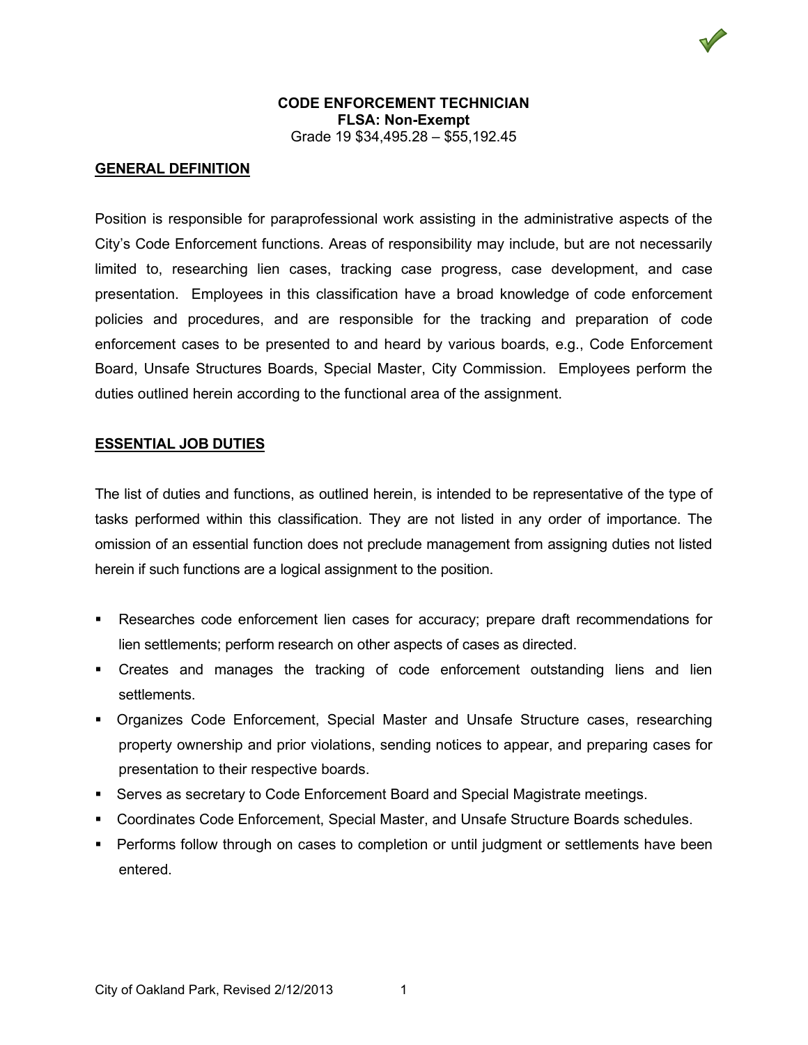# CODE ENFORCEMENT TECHNICIAN

**FLSA: Non-Exempt**

Grade 19 $34,495.28 – $55,192.45

## GENERAL DEFINITION

Position is responsible for paraprofessional work assisting in the administrative aspects of the City's Code Enforcement functions. Areas of responsibility may include, but are not necessarily limited to, researching lien cases, tracking case progress, case development, and case presentation. Employees in this classification have a broad knowledge of code enforcement policies and procedures, and are responsible for the tracking and preparation of code enforcement cases to be presented to and heard by various boards, e.g., Code Enforcement Board, Unsafe Structures Boards, Special Master, City Commission. Employees perform the duties outlined herein according to the functional area of the assignment.

## ESSENTIAL JOB DUTIES

The list of duties and functions, as outlined herein, is intended to be representative of the type of tasks performed within this classification. They are not listed in any order of importance. The omission of an essential function does not preclude management from assigning duties not listed herein if such functions are a logical assignment to the position.

- Researches code enforcement lien cases for accuracy; prepare draft recommendations for lien settlements; perform research on other aspects of cases as directed.
- Creates and manages the tracking of code enforcement outstanding liens and lien settlements.
- Organizes Code Enforcement, Special Master and Unsafe Structure cases, researching property ownership and prior violations, sending notices to appear, and preparing cases for presentation to their respective boards.
- Serves as secretary to Code Enforcement Board and Special Magistrate meetings.
- Coordinates Code Enforcement, Special Master, and Unsafe Structure Boards schedules.
- Performs follow through on cases to completion or until judgment or settlements have been entered.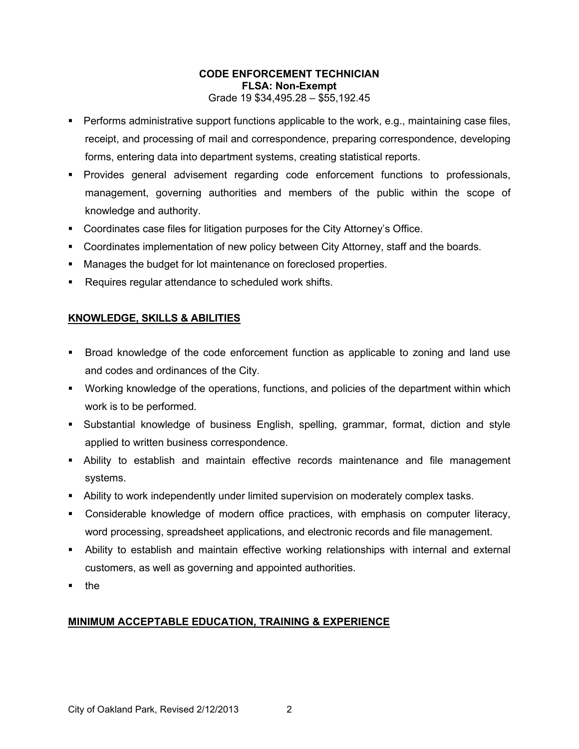**CODE ENFORCEMENT TECHNICIAN**
**FLSA: Non-Exempt**
Grade 19 $34,495.28 – $55,192.45

- Performs administrative support functions applicable to the work, e.g., maintaining case files, receipt, and processing of mail and correspondence, preparing correspondence, developing forms, entering data into department systems, creating statistical reports.
- Provides general advisement regarding code enforcement functions to professionals, management, governing authorities and members of the public within the scope of knowledge and authority.
- Coordinates case files for litigation purposes for the City Attorney's Office.
- Coordinates implementation of new policy between City Attorney, staff and the boards.
- Manages the budget for lot maintenance on foreclosed properties.
- Requires regular attendance to scheduled work shifts.

## KNOWLEDGE, SKILLS & ABILITIES

- Broad knowledge of the code enforcement function as applicable to zoning and land use and codes and ordinances of the City.
- Working knowledge of the operations, functions, and policies of the department within which work is to be performed.
- Substantial knowledge of business English, spelling, grammar, format, diction and style applied to written business correspondence.
- Ability to establish and maintain effective records maintenance and file management systems.
- Ability to work independently under limited supervision on moderately complex tasks.
- Considerable knowledge of modern office practices, with emphasis on computer literacy, word processing, spreadsheet applications, and electronic records and file management.
- Ability to establish and maintain effective working relationships with internal and external customers, as well as governing and appointed authorities.
- the

## MINIMUM ACCEPTABLE EDUCATION, TRAINING & EXPERIENCE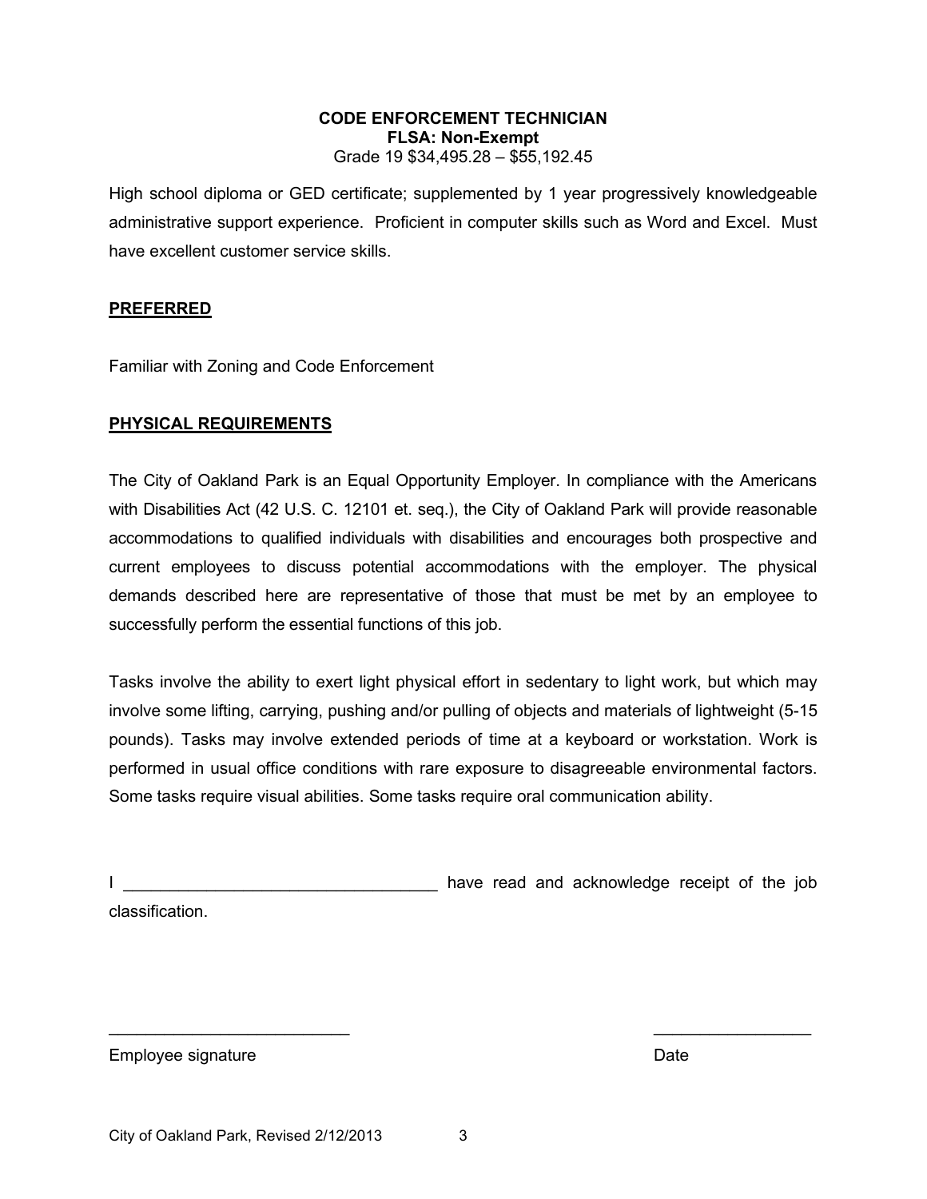**CODE ENFORCEMENT TECHNICIAN**
**FLSA: Non-Exempt**
Grade 19 $34,495.28 – $55,192.45

High school diploma or GED certificate; supplemented by 1 year progressively knowledgeable administrative support experience. Proficient in computer skills such as Word and Excel. Must have excellent customer service skills.

## PREFERRED

Familiar with Zoning and Code Enforcement

## PHYSICAL REQUIREMENTS

The City of Oakland Park is an Equal Opportunity Employer. In compliance with the Americans with Disabilities Act (42 U.S. C. 12101 et. seq.), the City of Oakland Park will provide reasonable accommodations to qualified individuals with disabilities and encourages both prospective and current employees to discuss potential accommodations with the employer. The physical demands described here are representative of those that must be met by an employee to successfully perform the essential functions of this job.

Tasks involve the ability to exert light physical effort in sedentary to light work, but which may involve some lifting, carrying, pushing and/or pulling of objects and materials of lightweight (5-15 pounds). Tasks may involve extended periods of time at a keyboard or workstation. Work is performed in usual office conditions with rare exposure to disagreeable environmental factors. Some tasks require visual abilities. Some tasks require oral communication ability.

I __________________________________ have read and acknowledge receipt of the job classification.

__________________________ _________________

Employee signature Date

City of Oakland Park, Revised 2/12/2013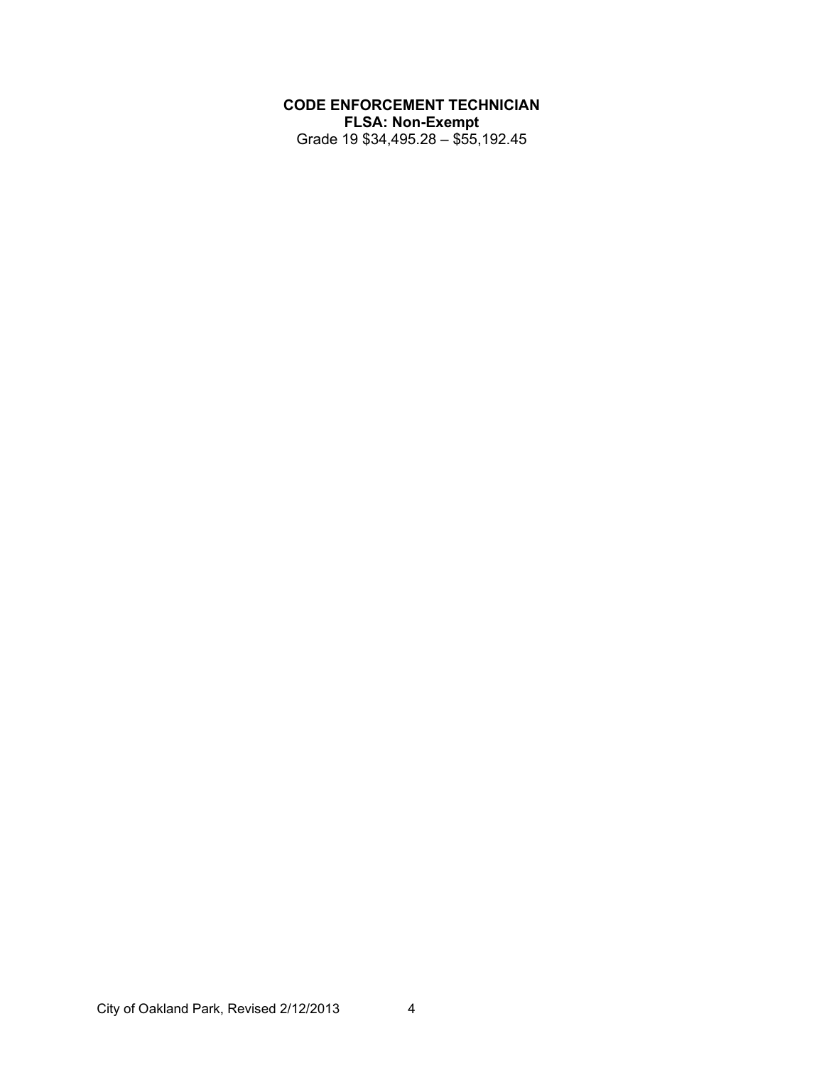**CODE ENFORCEMENT TECHNICIAN**
**FLSA: Non-Exempt**
Grade 19 $34,495.28 – $55,192.45